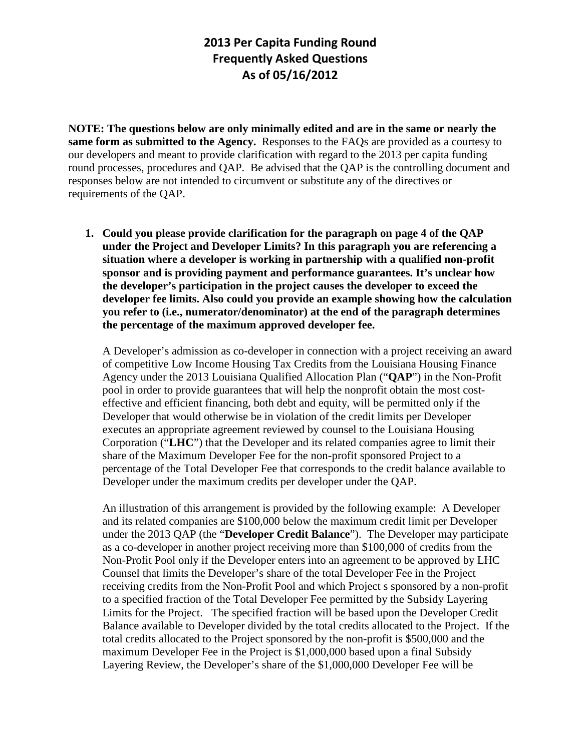# 2013 Per Capita Funding Round
# Frequently Asked Questions
# As of 05/16/2012

**NOTE: The questions below are only minimally edited and are in the same or nearly the same form as submitted to the Agency.** Responses to the FAQs are provided as a courtesy to our developers and meant to provide clarification with regard to the 2013 per capita funding round processes, procedures and QAP. Be advised that the QAP is the controlling document and responses below are not intended to circumvent or substitute any of the directives or requirements of the QAP.

1. **Could you please provide clarification for the paragraph on page 4 of the QAP under the Project and Developer Limits? In this paragraph you are referencing a situation where a developer is working in partnership with a qualified non-profit sponsor and is providing payment and performance guarantees. It's unclear how the developer's participation in the project causes the developer to exceed the developer fee limits. Also could you provide an example showing how the calculation you refer to (i.e., numerator/denominator) at the end of the paragraph determines the percentage of the maximum approved developer fee.**

   A Developer's admission as co-developer in connection with a project receiving an award of competitive Low Income Housing Tax Credits from the Louisiana Housing Finance Agency under the 2013 Louisiana Qualified Allocation Plan ("**QAP**") in the Non-Profit pool in order to provide guarantees that will help the nonprofit obtain the most cost-effective and efficient financing, both debt and equity, will be permitted only if the Developer that would otherwise be in violation of the credit limits per Developer executes an appropriate agreement reviewed by counsel to the Louisiana Housing Corporation ("**LHC**") that the Developer and its related companies agree to limit their share of the Maximum Developer Fee for the non-profit sponsored Project to a percentage of the Total Developer Fee that corresponds to the credit balance available to Developer under the maximum credits per developer under the QAP.

   An illustration of this arrangement is provided by the following example: A Developer and its related companies are $100,000 below the maximum credit limit per Developer under the 2013 QAP (the "**Developer Credit Balance**"). The Developer may participate as a co-developer in another project receiving more than $100,000 of credits from the Non-Profit Pool only if the Developer enters into an agreement to be approved by LHC Counsel that limits the Developer's share of the total Developer Fee in the Project receiving credits from the Non-Profit Pool and which Project s sponsored by a non-profit to a specified fraction of the Total Developer Fee permitted by the Subsidy Layering Limits for the Project. The specified fraction will be based upon the Developer Credit Balance available to Developer divided by the total credits allocated to the Project. If the total credits allocated to the Project sponsored by the non-profit is $500,000 and the maximum Developer Fee in the Project is $1,000,000 based upon a final Subsidy Layering Review, the Developer's share of the $1,000,000 Developer Fee will be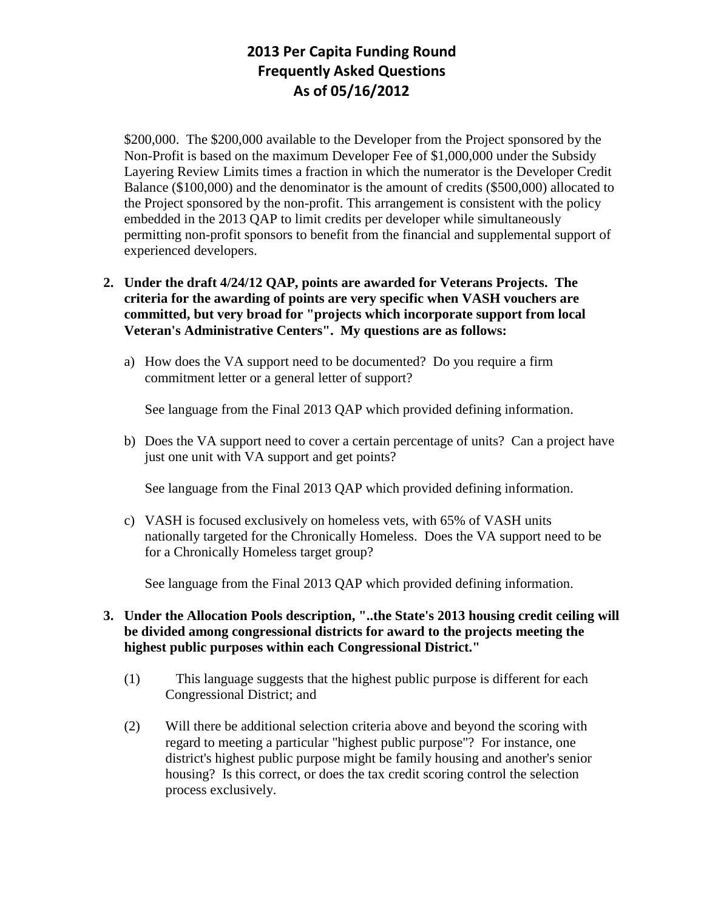$200,000. The $200,000 available to the Developer from the Project sponsored by the Non-Profit is based on the maximum Developer Fee of $1,000,000 under the Subsidy Layering Review Limits times a fraction in which the numerator is the Developer Credit Balance ($100,000) and the denominator is the amount of credits ($500,000) allocated to the Project sponsored by the non-profit. This arrangement is consistent with the policy embedded in the 2013 QAP to limit credits per developer while simultaneously permitting non-profit sponsors to benefit from the financial and supplemental support of experienced developers.

2. **Under the draft 4/24/12 QAP, points are awarded for Veterans Projects. The criteria for the awarding of points are very specific when VASH vouchers are committed, but very broad for "projects which incorporate support from local Veteran's Administrative Centers". My questions are as follows:**

   a) How does the VA support need to be documented? Do you require a firm commitment letter or a general letter of support?

      See language from the Final 2013 QAP which provided defining information.

   b) Does the VA support need to cover a certain percentage of units? Can a project have just one unit with VA support and get points?

      See language from the Final 2013 QAP which provided defining information.

   c) VASH is focused exclusively on homeless vets, with 65% of VASH units nationally targeted for the Chronically Homeless. Does the VA support need to be for a Chronically Homeless target group?

      See language from the Final 2013 QAP which provided defining information.

3. **Under the Allocation Pools description, "..the State's 2013 housing credit ceiling will be divided among congressional districts for award to the projects meeting the highest public purposes within each Congressional District."**

   (1) This language suggests that the highest public purpose is different for each Congressional District; and

   (2) Will there be additional selection criteria above and beyond the scoring with regard to meeting a particular "highest public purpose"? For instance, one district's highest public purpose might be family housing and another's senior housing? Is this correct, or does the tax credit scoring control the selection process exclusively.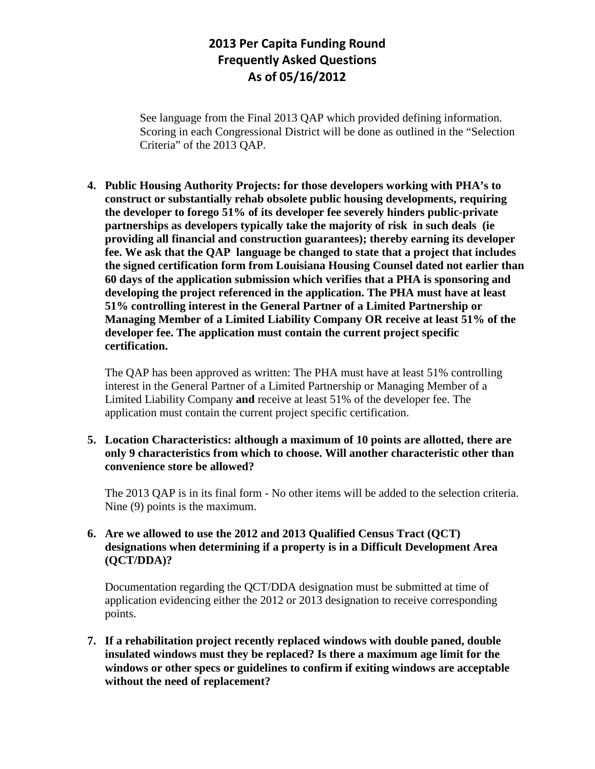# 2013 Per Capita Funding Round
# Frequently Asked Questions
# As of 05/16/2012

See language from the Final 2013 QAP which provided defining information. Scoring in each Congressional District will be done as outlined in the "Selection Criteria" of the 2013 QAP.

4. **Public Housing Authority Projects: for those developers working with PHA's to construct or substantially rehab obsolete public housing developments, requiring the developer to forego 51% of its developer fee severely hinders public-private partnerships as developers typically take the majority of risk in such deals (ie providing all financial and construction guarantees); thereby earning its developer fee. We ask that the QAP language be changed to state that a project that includes the signed certification form from Louisiana Housing Counsel dated not earlier than 60 days of the application submission which verifies that a PHA is sponsoring and developing the project referenced in the application. The PHA must have at least 51% controlling interest in the General Partner of a Limited Partnership or Managing Member of a Limited Liability Company OR receive at least 51% of the developer fee. The application must contain the current project specific certification.**

   The QAP has been approved as written: The PHA must have at least 51% controlling interest in the General Partner of a Limited Partnership or Managing Member of a Limited Liability Company **and** receive at least 51% of the developer fee. The application must contain the current project specific certification.

5. **Location Characteristics: although a maximum of 10 points are allotted, there are only 9 characteristics from which to choose. Will another characteristic other than convenience store be allowed?**

   The 2013 QAP is in its final form - No other items will be added to the selection criteria. Nine (9) points is the maximum.

6. **Are we allowed to use the 2012 and 2013 Qualified Census Tract (QCT) designations when determining if a property is in a Difficult Development Area (QCT/DDA)?**

   Documentation regarding the QCT/DDA designation must be submitted at time of application evidencing either the 2012 or 2013 designation to receive corresponding points.

7. **If a rehabilitation project recently replaced windows with double paned, double insulated windows must they be replaced? Is there a maximum age limit for the windows or other specs or guidelines to confirm if exiting windows are acceptable without the need of replacement?**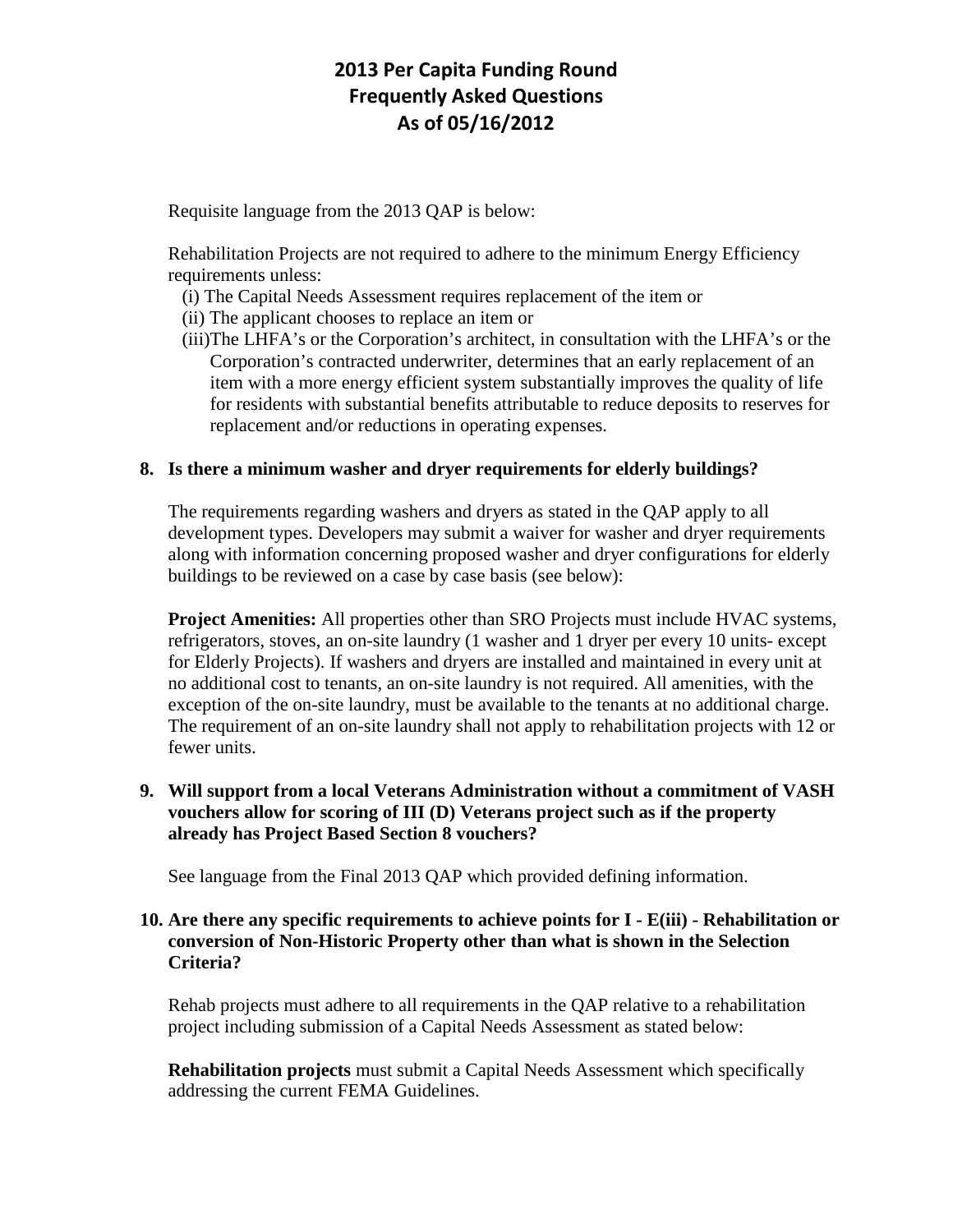# 2013 Per Capita Funding Round
# Frequently Asked Questions
# As of 05/16/2012

Requisite language from the 2013 QAP is below:

Rehabilitation Projects are not required to adhere to the minimum Energy Efficiency requirements unless:

(i) The Capital Needs Assessment requires replacement of the item or
(ii) The applicant chooses to replace an item or
(iii)The LHFA's or the Corporation's architect, in consultation with the LHFA's or the Corporation's contracted underwriter, determines that an early replacement of an item with a more energy efficient system substantially improves the quality of life for residents with substantial benefits attributable to reduce deposits to reserves for replacement and/or reductions in operating expenses.

**8. Is there a minimum washer and dryer requirements for elderly buildings?**

The requirements regarding washers and dryers as stated in the QAP apply to all development types. Developers may submit a waiver for washer and dryer requirements along with information concerning proposed washer and dryer configurations for elderly buildings to be reviewed on a case by case basis (see below):

**Project Amenities:** All properties other than SRO Projects must include HVAC systems, refrigerators, stoves, an on-site laundry (1 washer and 1 dryer per every 10 units- except for Elderly Projects). If washers and dryers are installed and maintained in every unit at no additional cost to tenants, an on-site laundry is not required. All amenities, with the exception of the on-site laundry, must be available to the tenants at no additional charge. The requirement of an on-site laundry shall not apply to rehabilitation projects with 12 or fewer units.

**9. Will support from a local Veterans Administration without a commitment of VASH vouchers allow for scoring of III (D) Veterans project such as if the property already has Project Based Section 8 vouchers?**

See language from the Final 2013 QAP which provided defining information.

**10. Are there any specific requirements to achieve points for I - E(iii) - Rehabilitation or conversion of Non-Historic Property other than what is shown in the Selection Criteria?**

Rehab projects must adhere to all requirements in the QAP relative to a rehabilitation project including submission of a Capital Needs Assessment as stated below:

**Rehabilitation projects** must submit a Capital Needs Assessment which specifically addressing the current FEMA Guidelines.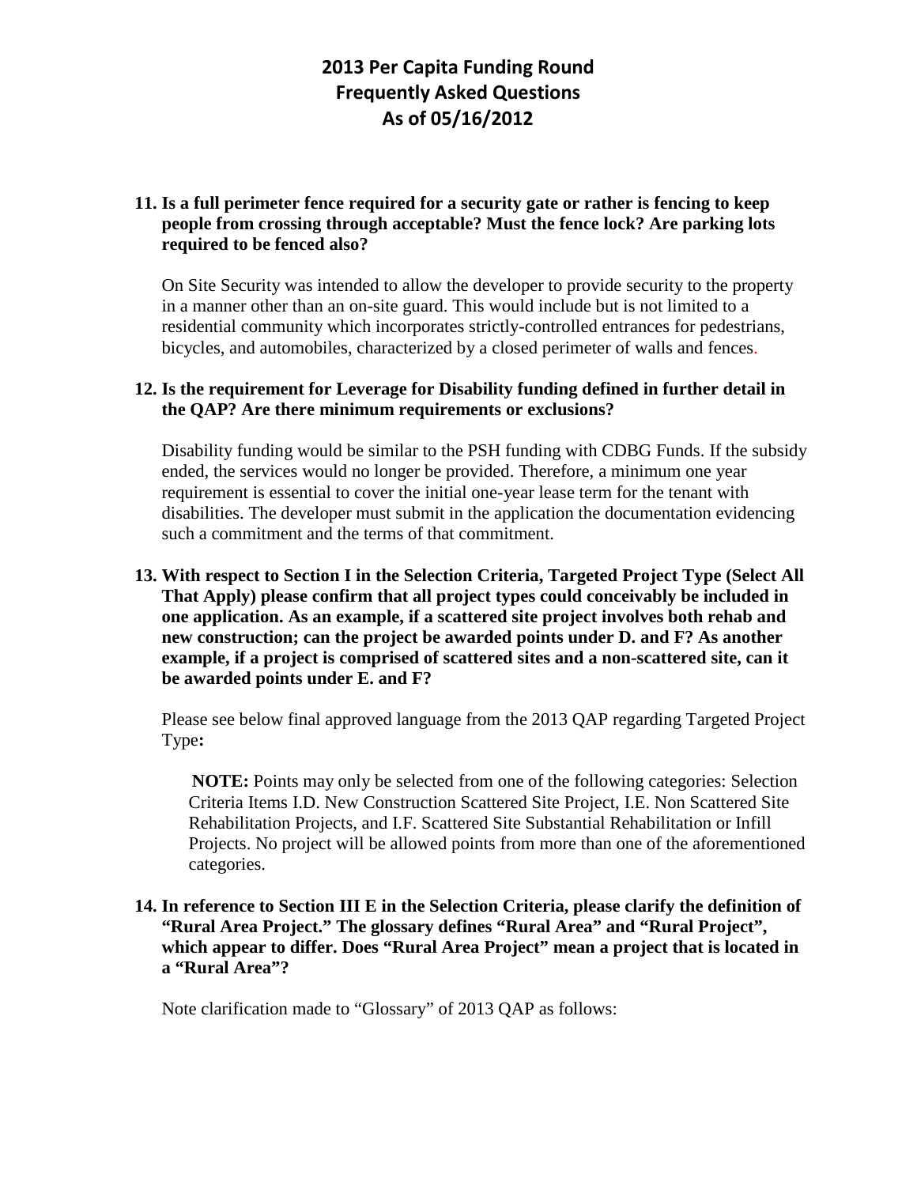# 2013 Per Capita Funding Round
# Frequently Asked Questions
# As of 05/16/2012

**11. Is a full perimeter fence required for a security gate or rather is fencing to keep people from crossing through acceptable? Must the fence lock? Are parking lots required to be fenced also?**

On Site Security was intended to allow the developer to provide security to the property in a manner other than an on-site guard. This would include but is not limited to a residential community which incorporates strictly-controlled entrances for pedestrians, bicycles, and automobiles, characterized by a closed perimeter of walls and fences.

**12. Is the requirement for Leverage for Disability funding defined in further detail in the QAP? Are there minimum requirements or exclusions?**

Disability funding would be similar to the PSH funding with CDBG Funds. If the subsidy ended, the services would no longer be provided. Therefore, a minimum one year requirement is essential to cover the initial one-year lease term for the tenant with disabilities. The developer must submit in the application the documentation evidencing such a commitment and the terms of that commitment.

**13. With respect to Section I in the Selection Criteria, Targeted Project Type (Select All That Apply) please confirm that all project types could conceivably be included in one application. As an example, if a scattered site project involves both rehab and new construction; can the project be awarded points under D. and F? As another example, if a project is comprised of scattered sites and a non-scattered site, can it be awarded points under E. and F?**

Please see below final approved language from the 2013 QAP regarding Targeted Project Type**:**

> **NOTE:** Points may only be selected from one of the following categories: Selection Criteria Items I.D. New Construction Scattered Site Project, I.E. Non Scattered Site Rehabilitation Projects, and I.F. Scattered Site Substantial Rehabilitation or Infill Projects. No project will be allowed points from more than one of the aforementioned categories.

**14. In reference to Section III E in the Selection Criteria, please clarify the definition of "Rural Area Project." The glossary defines "Rural Area" and "Rural Project", which appear to differ. Does "Rural Area Project" mean a project that is located in a "Rural Area"?**

Note clarification made to "Glossary" of 2013 QAP as follows: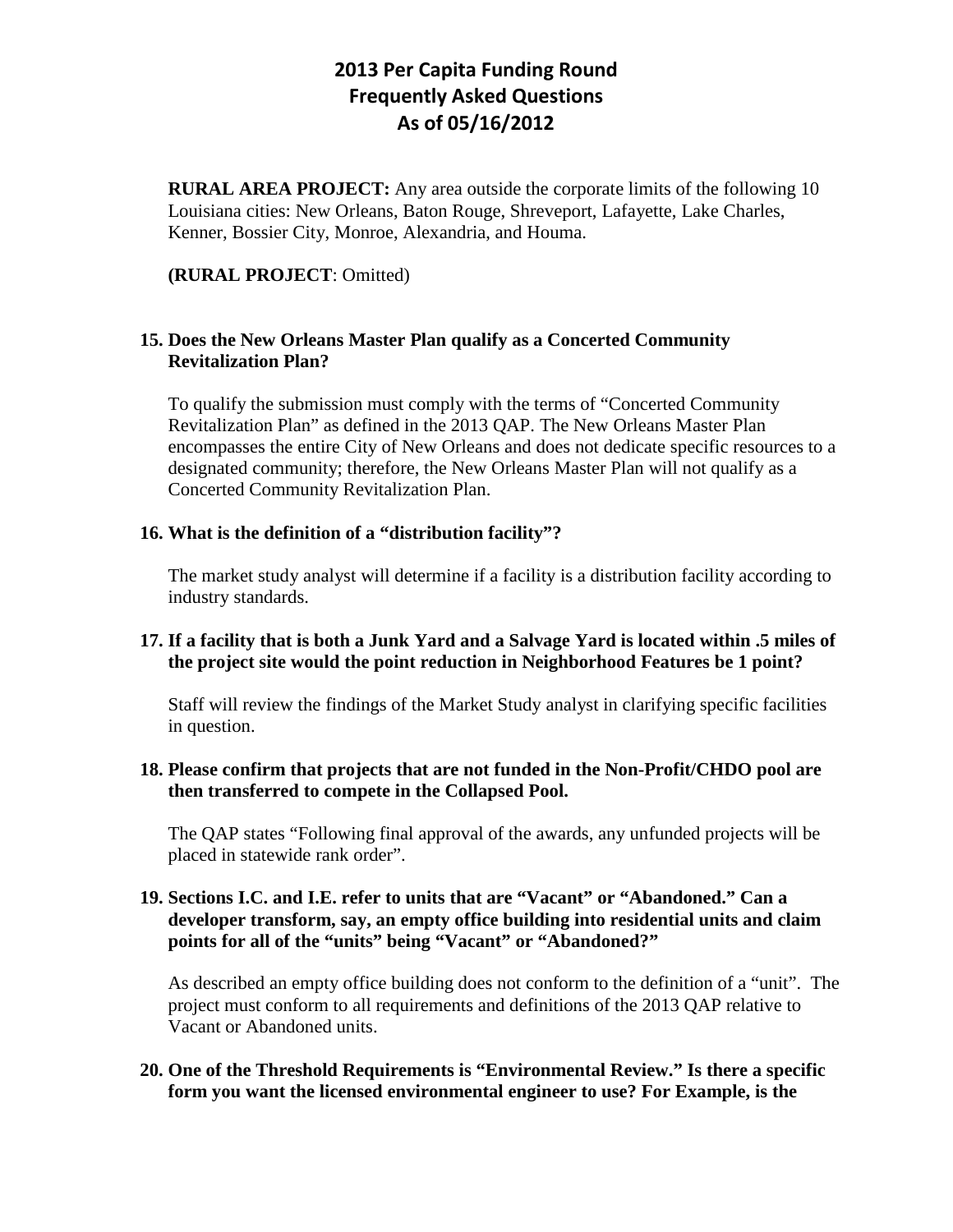# 2013 Per Capita Funding Round Frequently Asked Questions As of 05/16/2012

**RURAL AREA PROJECT:** Any area outside the corporate limits of the following 10 Louisiana cities: New Orleans, Baton Rouge, Shreveport, Lafayette, Lake Charles, Kenner, Bossier City, Monroe, Alexandria, and Houma.

**(RURAL PROJECT**: Omitted)

**15. Does the New Orleans Master Plan qualify as a Concerted Community Revitalization Plan?**

To qualify the submission must comply with the terms of "Concerted Community Revitalization Plan" as defined in the 2013 QAP. The New Orleans Master Plan encompasses the entire City of New Orleans and does not dedicate specific resources to a designated community; therefore, the New Orleans Master Plan will not qualify as a Concerted Community Revitalization Plan.

**16. What is the definition of a "distribution facility"?**

The market study analyst will determine if a facility is a distribution facility according to industry standards.

**17. If a facility that is both a Junk Yard and a Salvage Yard is located within .5 miles of the project site would the point reduction in Neighborhood Features be 1 point?**

Staff will review the findings of the Market Study analyst in clarifying specific facilities in question.

**18. Please confirm that projects that are not funded in the Non-Profit/CHDO pool are then transferred to compete in the Collapsed Pool.**

The QAP states "Following final approval of the awards, any unfunded projects will be placed in statewide rank order".

**19. Sections I.C. and I.E. refer to units that are "Vacant" or "Abandoned." Can a developer transform, say, an empty office building into residential units and claim points for all of the "units" being "Vacant" or "Abandoned?"**

As described an empty office building does not conform to the definition of a "unit". The project must conform to all requirements and definitions of the 2013 QAP relative to Vacant or Abandoned units.

**20. One of the Threshold Requirements is "Environmental Review." Is there a specific form you want the licensed environmental engineer to use? For Example, is the**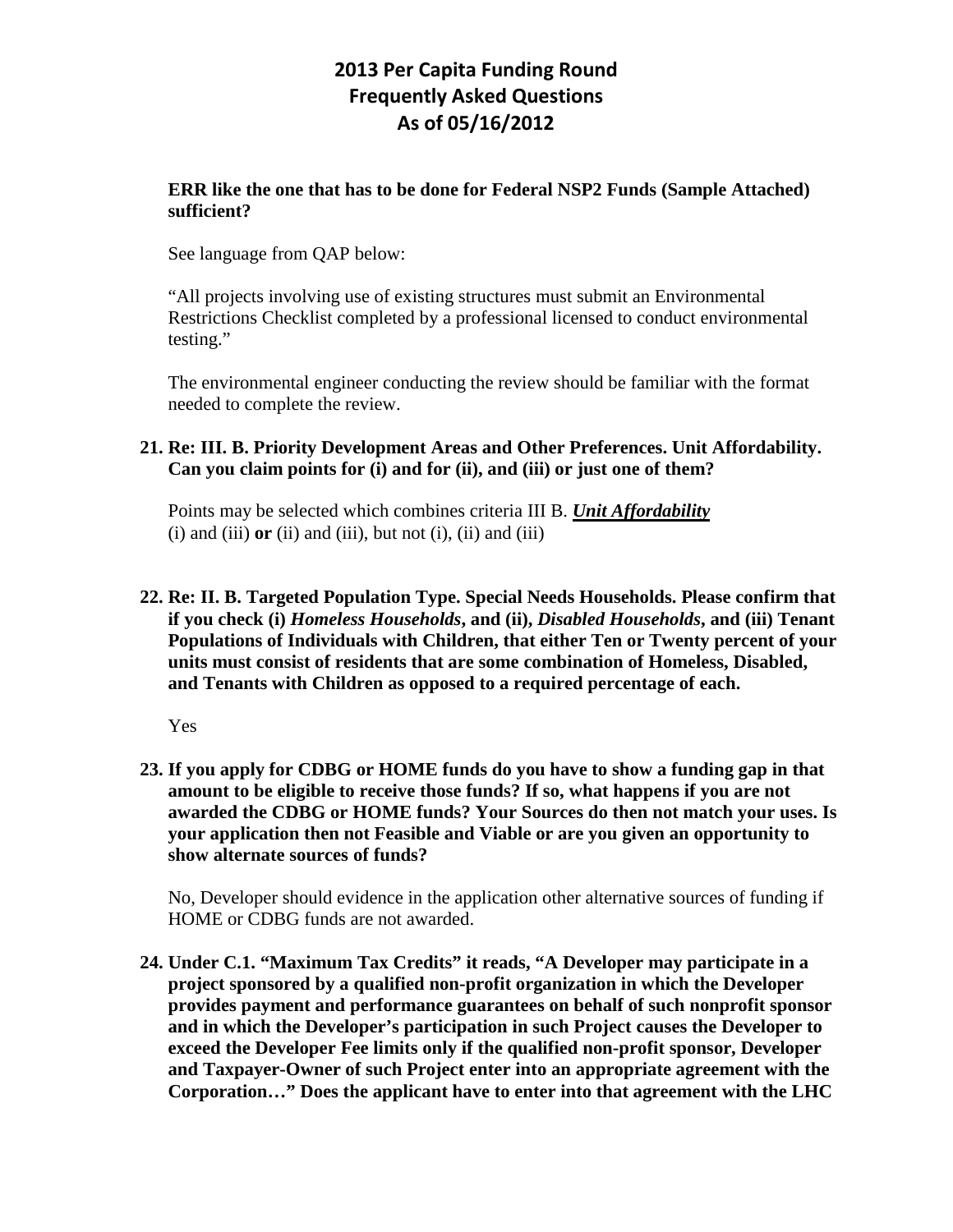**ERR like the one that has to be done for Federal NSP2 Funds (Sample Attached) sufficient?**

See language from QAP below:

"All projects involving use of existing structures must submit an Environmental Restrictions Checklist completed by a professional licensed to conduct environmental testing."

The environmental engineer conducting the review should be familiar with the format needed to complete the review.

**21. Re: III. B. Priority Development Areas and Other Preferences. Unit Affordability. Can you claim points for (i) and for (ii), and (iii) or just one of them?**

Points may be selected which combines criteria III B. ***Unit Affordability*** (i) and (iii) **or** (ii) and (iii), but not (i), (ii) and (iii)

**22. Re: II. B. Targeted Population Type. Special Needs Households. Please confirm that if you check (i) *Homeless Households*, and (ii), *Disabled Households*, and (iii) Tenant Populations of Individuals with Children, that either Ten or Twenty percent of your units must consist of residents that are some combination of Homeless, Disabled, and Tenants with Children as opposed to a required percentage of each.**

Yes

**23. If you apply for CDBG or HOME funds do you have to show a funding gap in that amount to be eligible to receive those funds? If so, what happens if you are not awarded the CDBG or HOME funds? Your Sources do then not match your uses. Is your application then not Feasible and Viable or are you given an opportunity to show alternate sources of funds?**

No, Developer should evidence in the application other alternative sources of funding if HOME or CDBG funds are not awarded.

**24. Under C.1. "Maximum Tax Credits" it reads, "A Developer may participate in a project sponsored by a qualified non-profit organization in which the Developer provides payment and performance guarantees on behalf of such nonprofit sponsor and in which the Developer's participation in such Project causes the Developer to exceed the Developer Fee limits only if the qualified non-profit sponsor, Developer and Taxpayer-Owner of such Project enter into an appropriate agreement with the Corporation…" Does the applicant have to enter into that agreement with the LHC**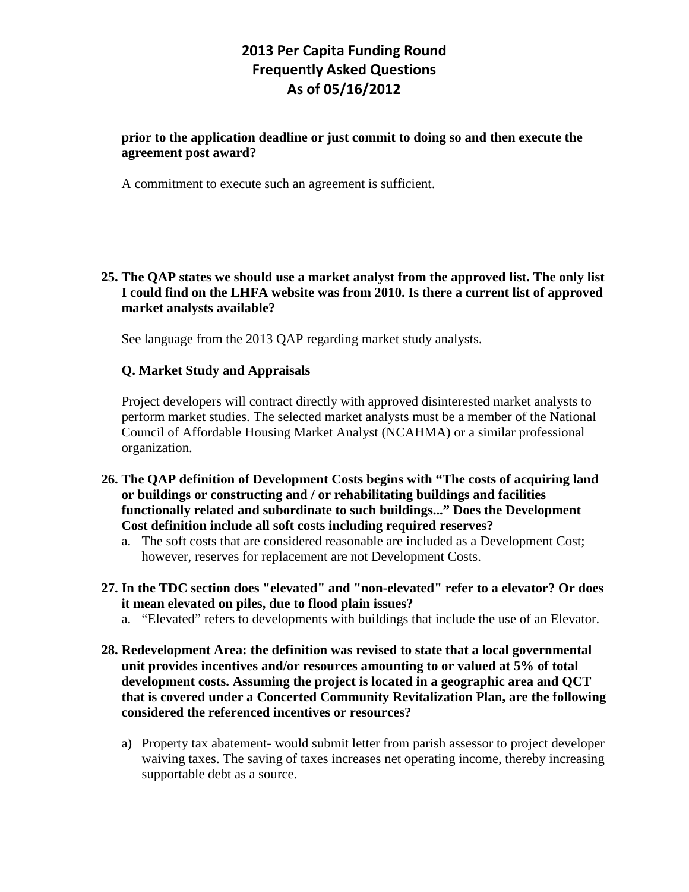**prior to the application deadline or just commit to doing so and then execute the agreement post award?**

A commitment to execute such an agreement is sufficient.

**25. The QAP states we should use a market analyst from the approved list. The only list I could find on the LHFA website was from 2010. Is there a current list of approved market analysts available?**

See language from the 2013 QAP regarding market study analysts.

**Q. Market Study and Appraisals**

Project developers will contract directly with approved disinterested market analysts to perform market studies. The selected market analysts must be a member of the National Council of Affordable Housing Market Analyst (NCAHMA) or a similar professional organization.

**26. The QAP definition of Development Costs begins with "The costs of acquiring land or buildings or constructing and / or rehabilitating buildings and facilities functionally related and subordinate to such buildings..." Does the Development Cost definition include all soft costs including required reserves?**

a. The soft costs that are considered reasonable are included as a Development Cost; however, reserves for replacement are not Development Costs.

**27. In the TDC section does "elevated" and "non-elevated" refer to a elevator? Or does it mean elevated on piles, due to flood plain issues?**

a. "Elevated" refers to developments with buildings that include the use of an Elevator.

**28. Redevelopment Area: the definition was revised to state that a local governmental unit provides incentives and/or resources amounting to or valued at 5% of total development costs. Assuming the project is located in a geographic area and QCT that is covered under a Concerted Community Revitalization Plan, are the following considered the referenced incentives or resources?**

a) Property tax abatement- would submit letter from parish assessor to project developer waiving taxes. The saving of taxes increases net operating income, thereby increasing supportable debt as a source.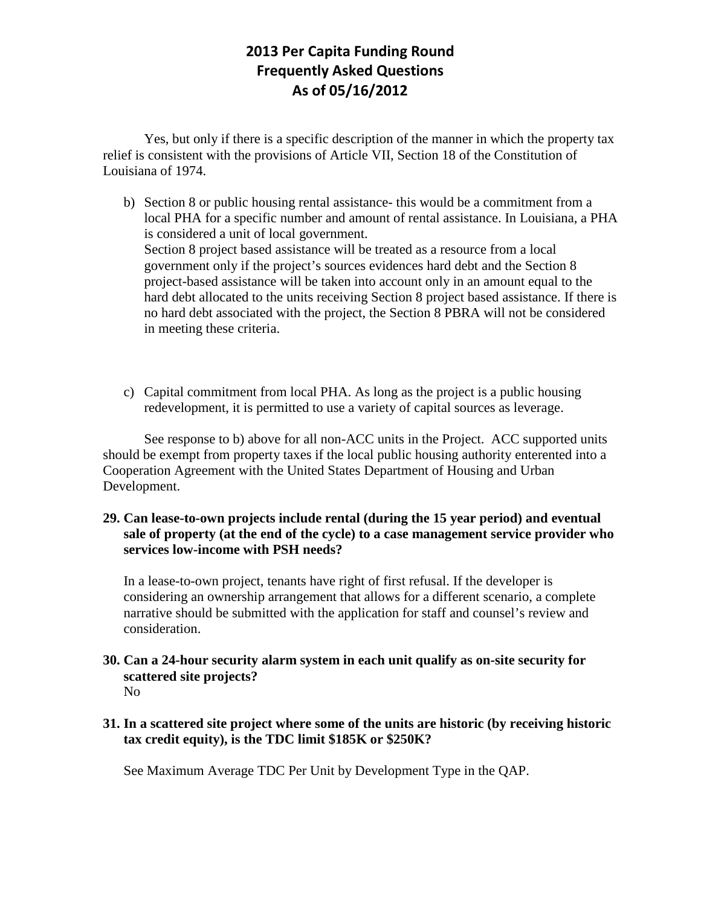Yes, but only if there is a specific description of the manner in which the property tax relief is consistent with the provisions of Article VII, Section 18 of the Constitution of Louisiana of 1974.

b) Section 8 or public housing rental assistance- this would be a commitment from a local PHA for a specific number and amount of rental assistance. In Louisiana, a PHA is considered a unit of local government.
   Section 8 project based assistance will be treated as a resource from a local government only if the project's sources evidences hard debt and the Section 8 project-based assistance will be taken into account only in an amount equal to the hard debt allocated to the units receiving Section 8 project based assistance. If there is no hard debt associated with the project, the Section 8 PBRA will not be considered in meeting these criteria.

c) Capital commitment from local PHA. As long as the project is a public housing redevelopment, it is permitted to use a variety of capital sources as leverage.

See response to b) above for all non-ACC units in the Project. ACC supported units should be exempt from property taxes if the local public housing authority enterented into a Cooperation Agreement with the United States Department of Housing and Urban Development.

**29. Can lease-to-own projects include rental (during the 15 year period) and eventual sale of property (at the end of the cycle) to a case management service provider who services low-income with PSH needs?**

In a lease-to-own project, tenants have right of first refusal. If the developer is considering an ownership arrangement that allows for a different scenario, a complete narrative should be submitted with the application for staff and counsel's review and consideration.

**30. Can a 24-hour security alarm system in each unit qualify as on-site security for scattered site projects?**

No

**31. In a scattered site project where some of the units are historic (by receiving historic tax credit equity), is the TDC limit $185K or $250K?**

See Maximum Average TDC Per Unit by Development Type in the QAP.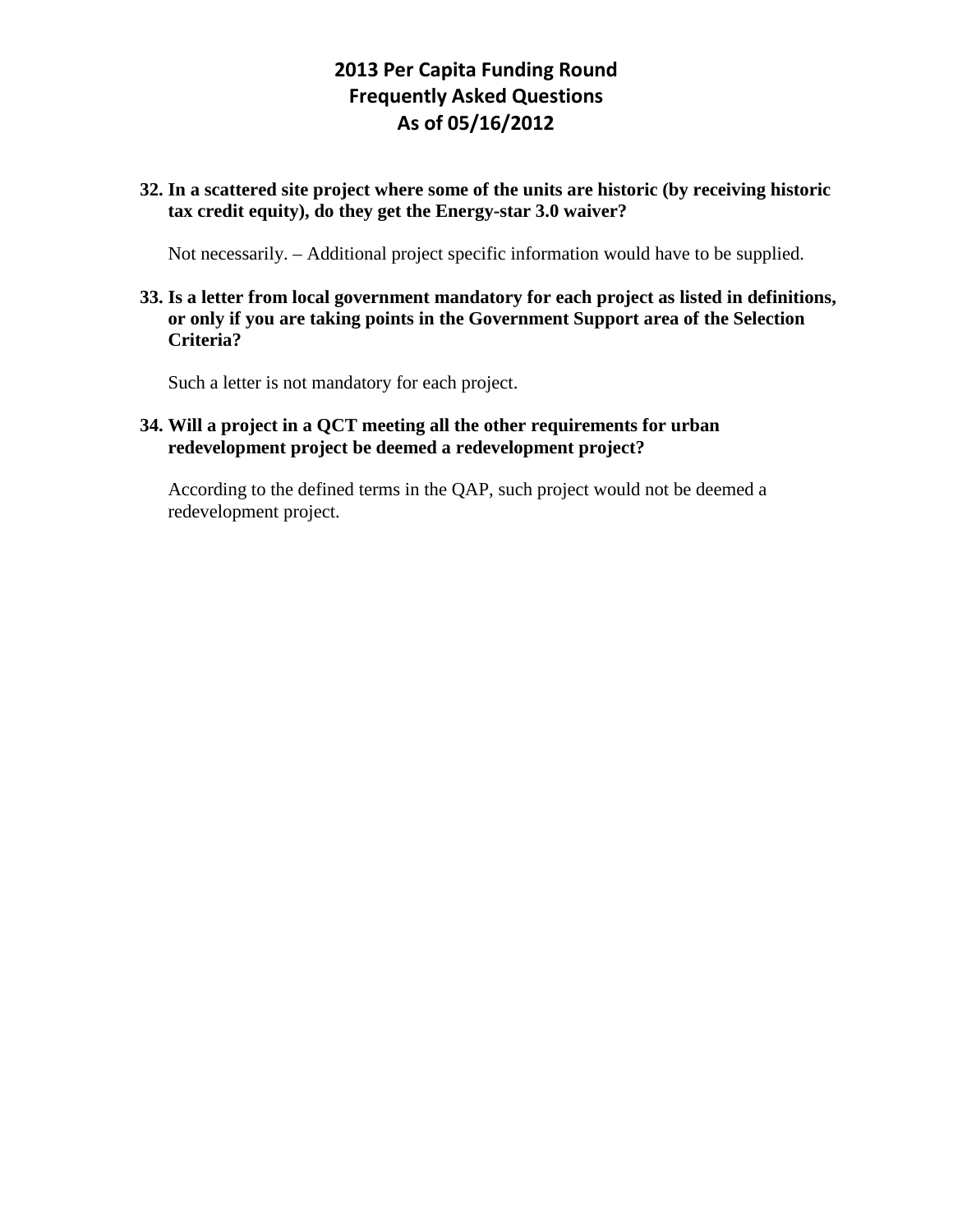**32. In a scattered site project where some of the units are historic (by receiving historic tax credit equity), do they get the Energy-star 3.0 waiver?**

Not necessarily. – Additional project specific information would have to be supplied.

**33. Is a letter from local government mandatory for each project as listed in definitions, or only if you are taking points in the Government Support area of the Selection Criteria?**

Such a letter is not mandatory for each project.

**34. Will a project in a QCT meeting all the other requirements for urban redevelopment project be deemed a redevelopment project?**

According to the defined terms in the QAP, such project would not be deemed a redevelopment project.